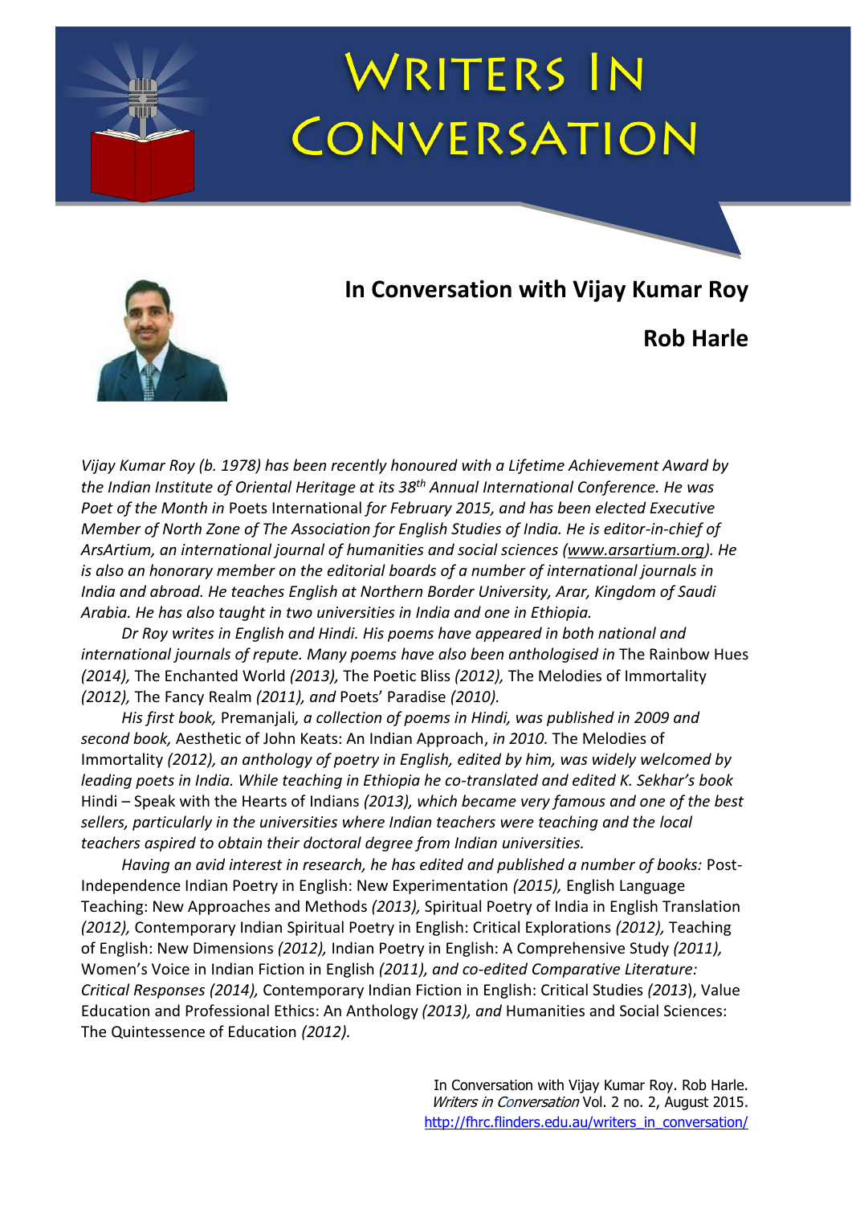# Writers In Conversation

## In Conversation with Vijay Kumar Roy

**Rob Harle**

*Vijay Kumar Roy (b. 1978) has been recently honoured with a Lifetime Achievement Award by the Indian Institute of Oriental Heritage at its 38th Annual International Conference. He was Poet of the Month in* Poets International *for February 2015, and has been elected Executive Member of North Zone of The Association for English Studies of India. He is editor-in-chief of ArsArtium, an international journal of humanities and social sciences (www.arsartium.org). He is also an honorary member on the editorial boards of a number of international journals in India and abroad. He teaches English at Northern Border University, Arar, Kingdom of Saudi Arabia. He has also taught in two universities in India and one in Ethiopia.*

*Dr Roy writes in English and Hindi. His poems have appeared in both national and international journals of repute. Many poems have also been anthologised in* The Rainbow Hues *(2014),* The Enchanted World *(2013),* The Poetic Bliss *(2012),* The Melodies of Immortality *(2012),* The Fancy Realm *(2011), and* Poets' Paradise *(2010).*

*His first book,* Premanjali*, a collection of poems in Hindi, was published in 2009 and second book,* Aesthetic of John Keats: An Indian Approach*, in 2010.* The Melodies of Immortality *(2012), an anthology of poetry in English, edited by him, was widely welcomed by leading poets in India. While teaching in Ethiopia he co-translated and edited K. Sekhar's book* Hindi – Speak with the Hearts of Indians *(2013), which became very famous and one of the best sellers, particularly in the universities where Indian teachers were teaching and the local teachers aspired to obtain their doctoral degree from Indian universities.*

*Having an avid interest in research, he has edited and published a number of books:* Post-Independence Indian Poetry in English: New Experimentation *(2015),* English Language Teaching: New Approaches and Methods *(2013),* Spiritual Poetry of India in English Translation *(2012),* Contemporary Indian Spiritual Poetry in English: Critical Explorations *(2012),* Teaching of English: New Dimensions *(2012),* Indian Poetry in English: A Comprehensive Study *(2011),* Women's Voice in Indian Fiction in English *(2011), and co-edited* Comparative Literature: Critical Responses *(2014),* Contemporary Indian Fiction in English: Critical Studies *(2013),* Value Education and Professional Ethics: An Anthology *(2013), and* Humanities and Social Sciences: The Quintessence of Education *(2012).*

In Conversation with Vijay Kumar Roy. Rob Harle. *Writers in Conversation* Vol. 2 no. 2, August 2015. http://fhrc.flinders.edu.au/writers_in_conversation/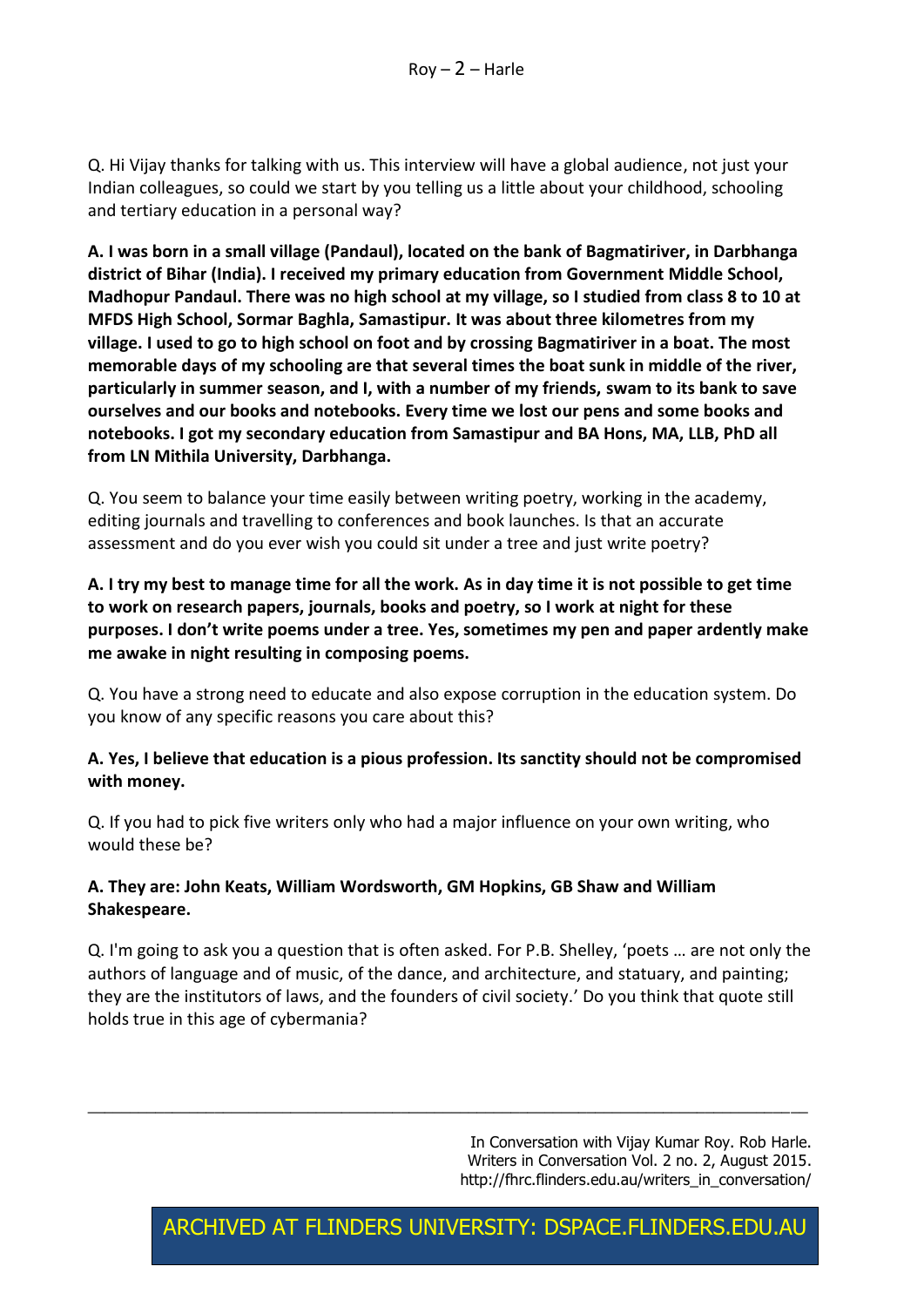Q. Hi Vijay thanks for talking with us. This interview will have a global audience, not just your Indian colleagues, so could we start by you telling us a little about your childhood, schooling and tertiary education in a personal way?

**A. I was born in a small village (Pandaul), located on the bank of Bagmatiriver, in Darbhanga district of Bihar (India). I received my primary education from Government Middle School, Madhopur Pandaul. There was no high school at my village, so I studied from class 8 to 10 at MFDS High School, Sormar Baghla, Samastipur. It was about three kilometres from my village. I used to go to high school on foot and by crossing Bagmatiriver in a boat. The most memorable days of my schooling are that several times the boat sunk in middle of the river, particularly in summer season, and I, with a number of my friends, swam to its bank to save ourselves and our books and notebooks. Every time we lost our pens and some books and notebooks. I got my secondary education from Samastipur and BA Hons, MA, LLB, PhD all from LN Mithila University, Darbhanga.**

Q. You seem to balance your time easily between writing poetry, working in the academy, editing journals and travelling to conferences and book launches. Is that an accurate assessment and do you ever wish you could sit under a tree and just write poetry?

**A. I try my best to manage time for all the work. As in day time it is not possible to get time to work on research papers, journals, books and poetry, so I work at night for these purposes. I don't write poems under a tree. Yes, sometimes my pen and paper ardently make me awake in night resulting in composing poems.**

Q. You have a strong need to educate and also expose corruption in the education system. Do you know of any specific reasons you care about this?

**A. Yes, I believe that education is a pious profession. Its sanctity should not be compromised with money.**

Q. If you had to pick five writers only who had a major influence on your own writing, who would these be?

**A. They are: John Keats, William Wordsworth, GM Hopkins, GB Shaw and William Shakespeare.**

Q. I'm going to ask you a question that is often asked. For P.B. Shelley, 'poets … are not only the authors of language and of music, of the dance, and architecture, and statuary, and painting; they are the institutors of laws, and the founders of civil society.' Do you think that quote still holds true in this age of cybermania?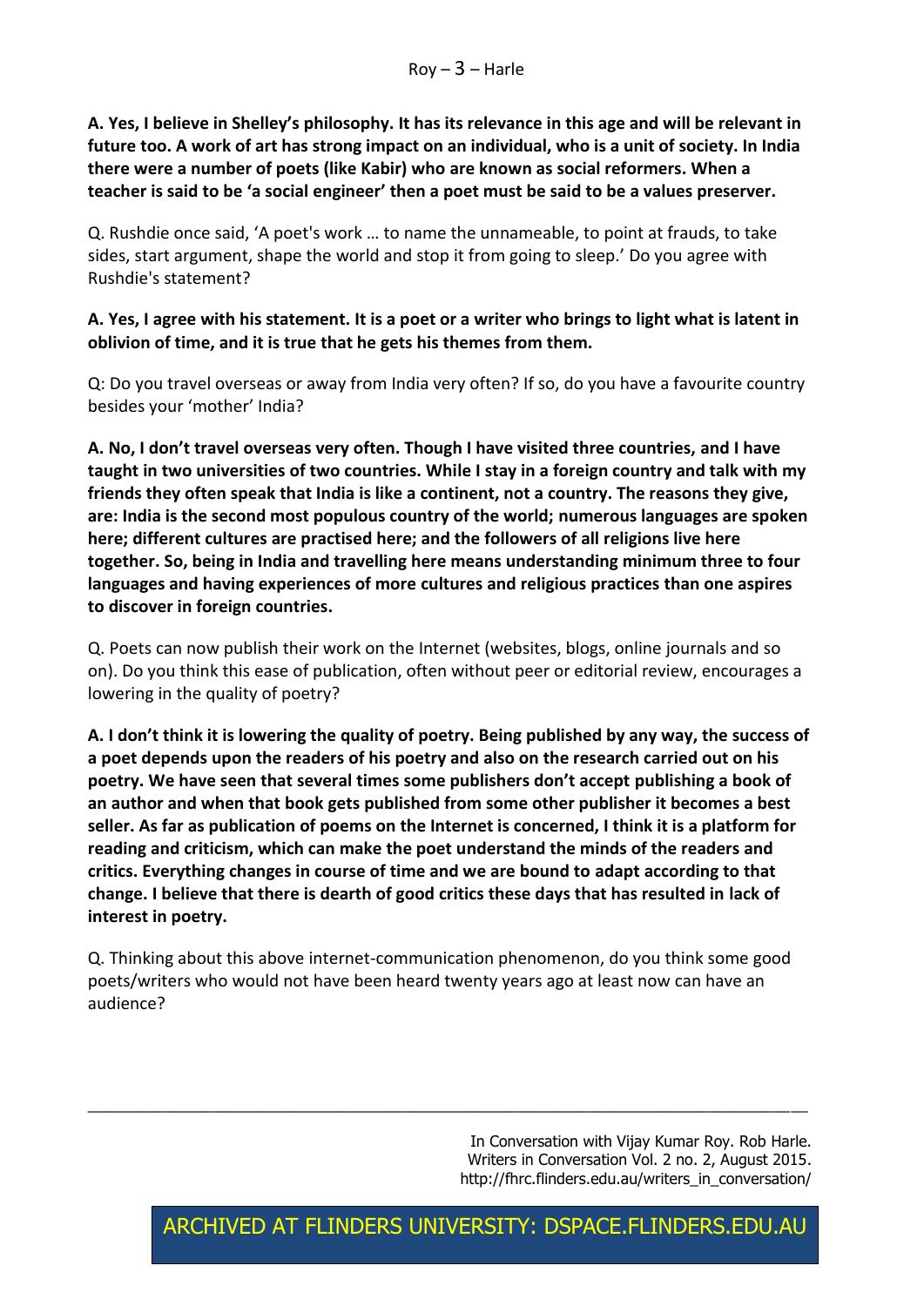**A. Yes, I believe in Shelley's philosophy. It has its relevance in this age and will be relevant in future too. A work of art has strong impact on an individual, who is a unit of society. In India there were a number of poets (like Kabir) who are known as social reformers. When a teacher is said to be 'a social engineer' then a poet must be said to be a values preserver.**

Q. Rushdie once said, 'A poet's work … to name the unnameable, to point at frauds, to take sides, start argument, shape the world and stop it from going to sleep.' Do you agree with Rushdie's statement?

**A. Yes, I agree with his statement. It is a poet or a writer who brings to light what is latent in oblivion of time, and it is true that he gets his themes from them.**

Q: Do you travel overseas or away from India very often? If so, do you have a favourite country besides your 'mother' India?

**A. No, I don't travel overseas very often. Though I have visited three countries, and I have taught in two universities of two countries. While I stay in a foreign country and talk with my friends they often speak that India is like a continent, not a country. The reasons they give, are: India is the second most populous country of the world; numerous languages are spoken here; different cultures are practised here; and the followers of all religions live here together. So, being in India and travelling here means understanding minimum three to four languages and having experiences of more cultures and religious practices than one aspires to discover in foreign countries.**

Q. Poets can now publish their work on the Internet (websites, blogs, online journals and so on). Do you think this ease of publication, often without peer or editorial review, encourages a lowering in the quality of poetry?

**A. I don't think it is lowering the quality of poetry. Being published by any way, the success of a poet depends upon the readers of his poetry and also on the research carried out on his poetry. We have seen that several times some publishers don't accept publishing a book of an author and when that book gets published from some other publisher it becomes a best seller. As far as publication of poems on the Internet is concerned, I think it is a platform for reading and criticism, which can make the poet understand the minds of the readers and critics. Everything changes in course of time and we are bound to adapt according to that change. I believe that there is dearth of good critics these days that has resulted in lack of interest in poetry.**

Q. Thinking about this above internet-communication phenomenon, do you think some good poets/writers who would not have been heard twenty years ago at least now can have an audience?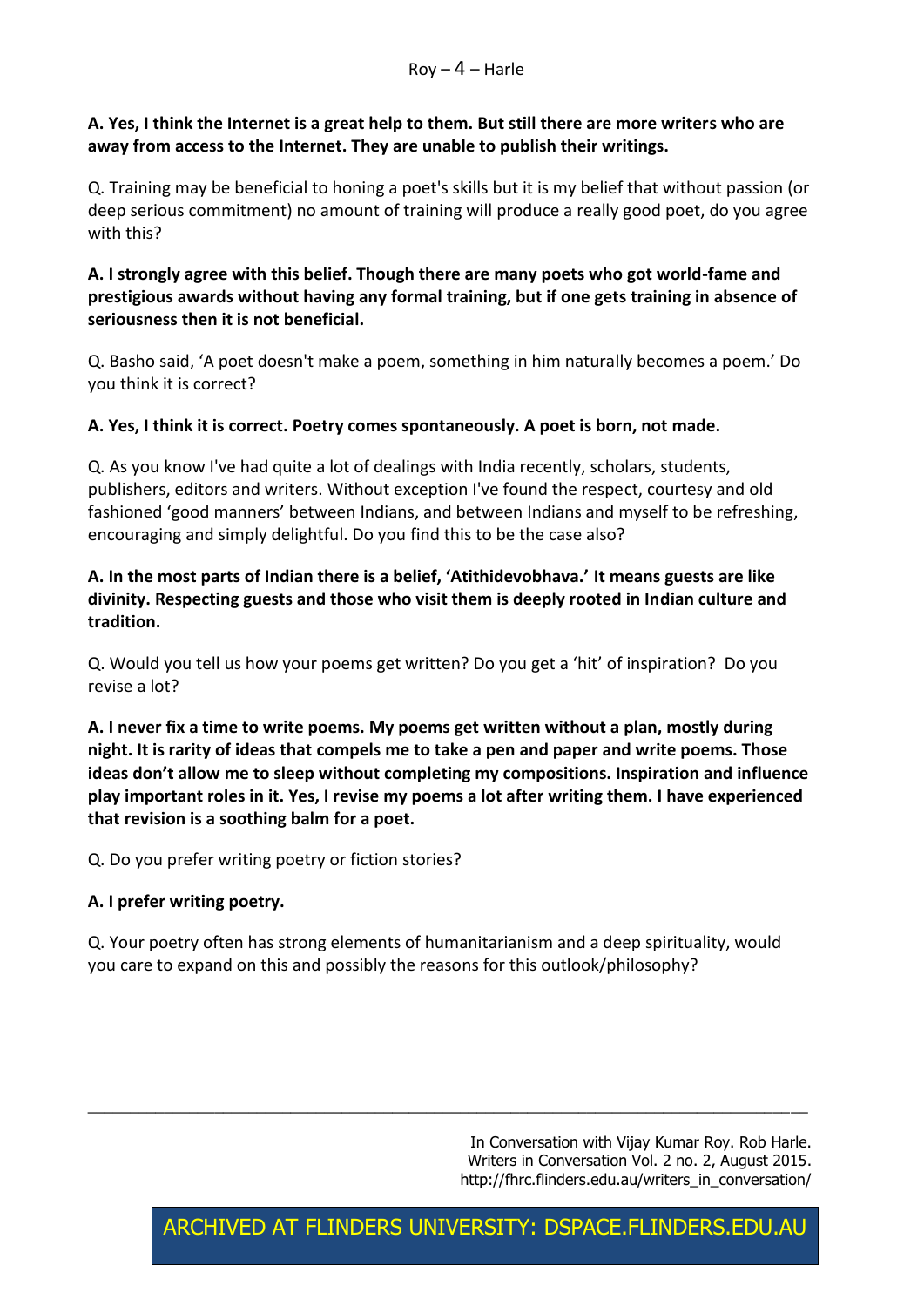**A. Yes, I think the Internet is a great help to them. But still there are more writers who are away from access to the Internet. They are unable to publish their writings.**

Q. Training may be beneficial to honing a poet's skills but it is my belief that without passion (or deep serious commitment) no amount of training will produce a really good poet, do you agree with this?

**A. I strongly agree with this belief. Though there are many poets who got world-fame and prestigious awards without having any formal training, but if one gets training in absence of seriousness then it is not beneficial.**

Q. Basho said, 'A poet doesn't make a poem, something in him naturally becomes a poem.' Do you think it is correct?

**A. Yes, I think it is correct. Poetry comes spontaneously. A poet is born, not made.**

Q. As you know I've had quite a lot of dealings with India recently, scholars, students, publishers, editors and writers. Without exception I've found the respect, courtesy and old fashioned 'good manners' between Indians, and between Indians and myself to be refreshing, encouraging and simply delightful. Do you find this to be the case also?

**A. In the most parts of Indian there is a belief, 'Atithidevobhava.' It means guests are like divinity. Respecting guests and those who visit them is deeply rooted in Indian culture and tradition.**

Q. Would you tell us how your poems get written? Do you get a 'hit' of inspiration? Do you revise a lot?

**A. I never fix a time to write poems. My poems get written without a plan, mostly during night. It is rarity of ideas that compels me to take a pen and paper and write poems. Those ideas don't allow me to sleep without completing my compositions. Inspiration and influence play important roles in it. Yes, I revise my poems a lot after writing them. I have experienced that revision is a soothing balm for a poet.**

Q. Do you prefer writing poetry or fiction stories?

**A. I prefer writing poetry.**

Q. Your poetry often has strong elements of humanitarianism and a deep spirituality, would you care to expand on this and possibly the reasons for this outlook/philosophy?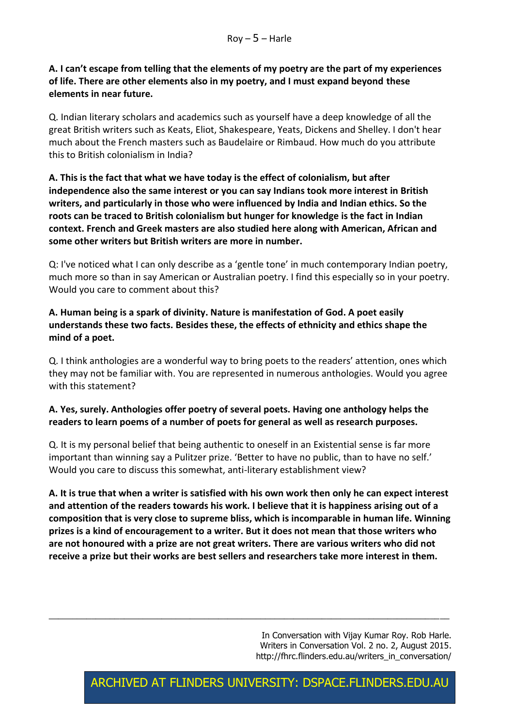**A. I can't escape from telling that the elements of my poetry are the part of my experiences of life. There are other elements also in my poetry, and I must expand beyond these elements in near future.**

Q. Indian literary scholars and academics such as yourself have a deep knowledge of all the great British writers such as Keats, Eliot, Shakespeare, Yeats, Dickens and Shelley. I don't hear much about the French masters such as Baudelaire or Rimbaud. How much do you attribute this to British colonialism in India?

**A. This is the fact that what we have today is the effect of colonialism, but after independence also the same interest or you can say Indians took more interest in British writers, and particularly in those who were influenced by India and Indian ethics. So the roots can be traced to British colonialism but hunger for knowledge is the fact in Indian context. French and Greek masters are also studied here along with American, African and some other writers but British writers are more in number.**

Q: I've noticed what I can only describe as a 'gentle tone' in much contemporary Indian poetry, much more so than in say American or Australian poetry. I find this especially so in your poetry. Would you care to comment about this?

**A. Human being is a spark of divinity. Nature is manifestation of God. A poet easily understands these two facts. Besides these, the effects of ethnicity and ethics shape the mind of a poet.**

Q. I think anthologies are a wonderful way to bring poets to the readers' attention, ones which they may not be familiar with. You are represented in numerous anthologies. Would you agree with this statement?

**A. Yes, surely. Anthologies offer poetry of several poets. Having one anthology helps the readers to learn poems of a number of poets for general as well as research purposes.**

Q. It is my personal belief that being authentic to oneself in an Existential sense is far more important than winning say a Pulitzer prize. 'Better to have no public, than to have no self.' Would you care to discuss this somewhat, anti-literary establishment view?

**A. It is true that when a writer is satisfied with his own work then only he can expect interest and attention of the readers towards his work. I believe that it is happiness arising out of a composition that is very close to supreme bliss, which is incomparable in human life. Winning prizes is a kind of encouragement to a writer. But it does not mean that those writers who are not honoured with a prize are not great writers. There are various writers who did not receive a prize but their works are best sellers and researchers take more interest in them.**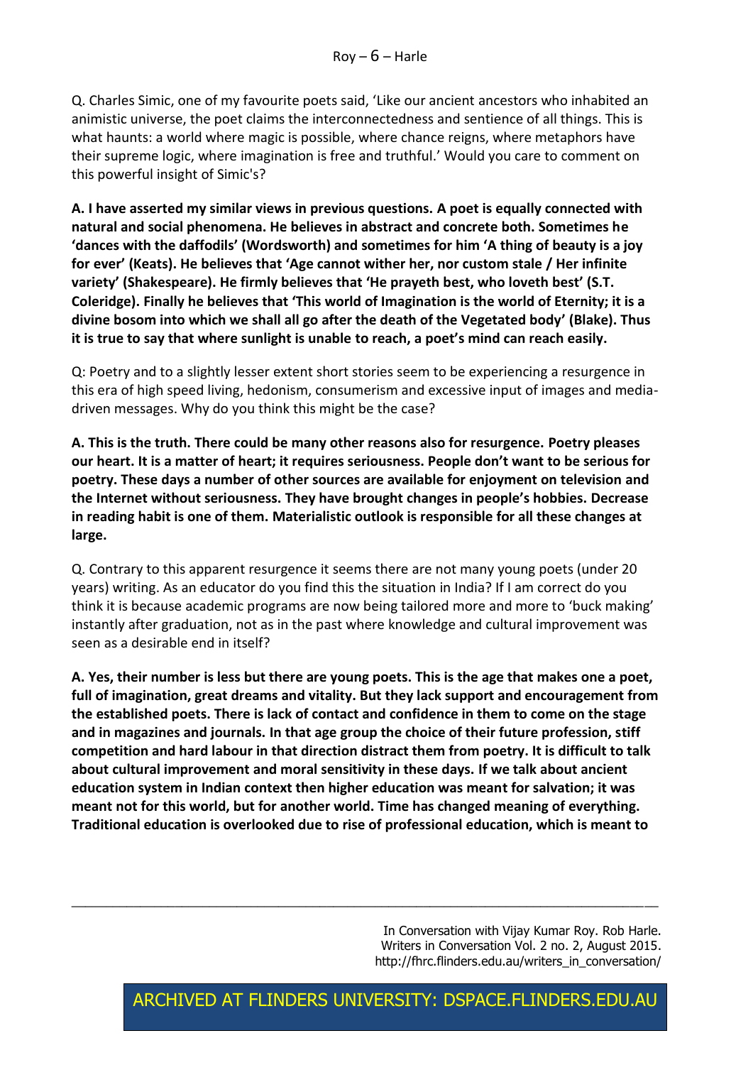Q. Charles Simic, one of my favourite poets said, 'Like our ancient ancestors who inhabited an animistic universe, the poet claims the interconnectedness and sentience of all things. This is what haunts: a world where magic is possible, where chance reigns, where metaphors have their supreme logic, where imagination is free and truthful.' Would you care to comment on this powerful insight of Simic's?

**A. I have asserted my similar views in previous questions. A poet is equally connected with natural and social phenomena. He believes in abstract and concrete both. Sometimes he 'dances with the daffodils' (Wordsworth) and sometimes for him 'A thing of beauty is a joy for ever' (Keats). He believes that 'Age cannot wither her, nor custom stale / Her infinite variety' (Shakespeare). He firmly believes that 'He prayeth best, who loveth best' (S.T. Coleridge). Finally he believes that 'This world of Imagination is the world of Eternity; it is a divine bosom into which we shall all go after the death of the Vegetated body' (Blake). Thus it is true to say that where sunlight is unable to reach, a poet's mind can reach easily.**

Q: Poetry and to a slightly lesser extent short stories seem to be experiencing a resurgence in this era of high speed living, hedonism, consumerism and excessive input of images and media-driven messages. Why do you think this might be the case?

**A. This is the truth. There could be many other reasons also for resurgence. Poetry pleases our heart. It is a matter of heart; it requires seriousness. People don't want to be serious for poetry. These days a number of other sources are available for enjoyment on television and the Internet without seriousness. They have brought changes in people's hobbies. Decrease in reading habit is one of them. Materialistic outlook is responsible for all these changes at large.**

Q. Contrary to this apparent resurgence it seems there are not many young poets (under 20 years) writing. As an educator do you find this the situation in India? If I am correct do you think it is because academic programs are now being tailored more and more to 'buck making' instantly after graduation, not as in the past where knowledge and cultural improvement was seen as a desirable end in itself?

**A. Yes, their number is less but there are young poets. This is the age that makes one a poet, full of imagination, great dreams and vitality. But they lack support and encouragement from the established poets. There is lack of contact and confidence in them to come on the stage and in magazines and journals. In that age group the choice of their future profession, stiff competition and hard labour in that direction distract them from poetry. It is difficult to talk about cultural improvement and moral sensitivity in these days. If we talk about ancient education system in Indian context then higher education was meant for salvation; it was meant not for this world, but for another world. Time has changed meaning of everything. Traditional education is overlooked due to rise of professional education, which is meant to**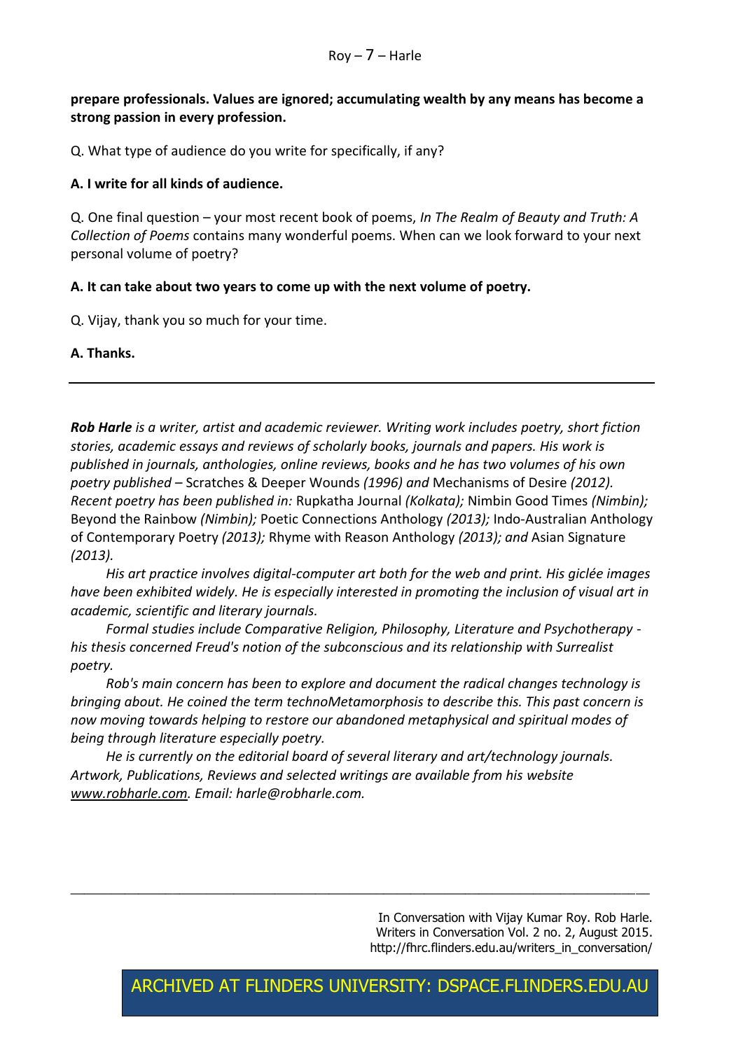**prepare professionals. Values are ignored; accumulating wealth by any means has become a strong passion in every profession.**

Q. What type of audience do you write for specifically, if any?

**A. I write for all kinds of audience.**

Q. One final question – your most recent book of poems, *In The Realm of Beauty and Truth: A Collection of Poems* contains many wonderful poems. When can we look forward to your next personal volume of poetry?

**A. It can take about two years to come up with the next volume of poetry.**

Q. Vijay, thank you so much for your time.

**A. Thanks.**

---

***Rob Harle** is a writer, artist and academic reviewer. Writing work includes poetry, short fiction stories, academic essays and reviews of scholarly books, journals and papers. His work is published in journals, anthologies, online reviews, books and he has two volumes of his own poetry published* – Scratches & Deeper Wounds *(1996) and* Mechanisms of Desire *(2012). Recent poetry has been published in:* Rupkatha Journal *(Kolkata);* Nimbin Good Times *(Nimbin);* Beyond the Rainbow *(Nimbin);* Poetic Connections Anthology *(2013);* Indo-Australian Anthology of Contemporary Poetry *(2013);* Rhyme with Reason Anthology *(2013); and* Asian Signature *(2013).*

*His art practice involves digital-computer art both for the web and print. His giclée images have been exhibited widely. He is especially interested in promoting the inclusion of visual art in academic, scientific and literary journals.*

*Formal studies include Comparative Religion, Philosophy, Literature and Psychotherapy - his thesis concerned Freud's notion of the subconscious and its relationship with Surrealist poetry.*

*Rob's main concern has been to explore and document the radical changes technology is bringing about. He coined the term technoMetamorphosis to describe this. This past concern is now moving towards helping to restore our abandoned metaphysical and spiritual modes of being through literature especially poetry.*

*He is currently on the editorial board of several literary and art/technology journals. Artwork, Publications, Reviews and selected writings are available from his website www.robharle.com. Email: harle@robharle.com.*